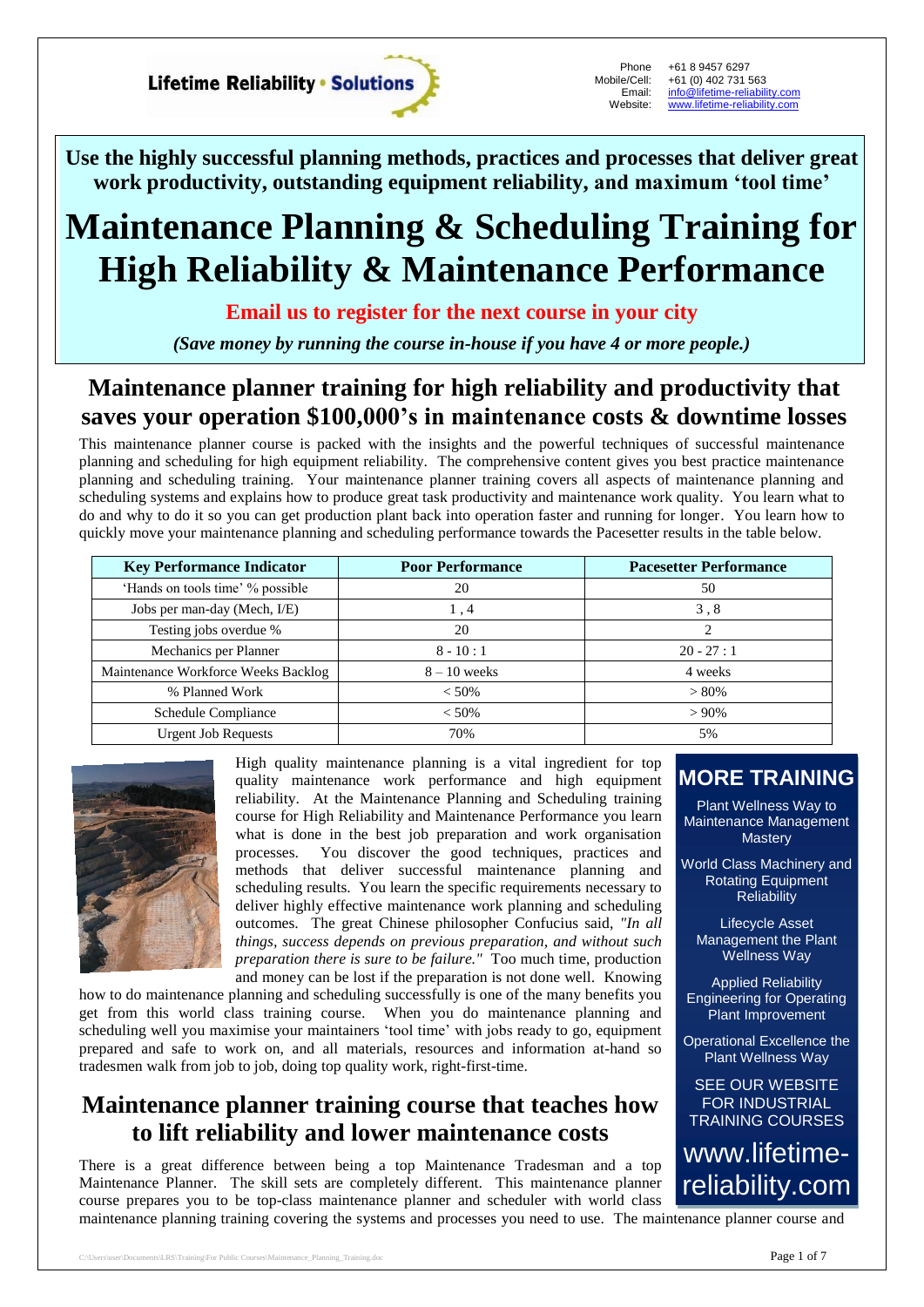Lifetime Reliability • Solutions

Phone +61 8 9457 6297
Mobile/Cell: +61 (0) 402 731 563
Email: info@lifetime-reliability.com
Website: www.lifetime-reliability.com

**Use the highly successful planning methods, practices and processes that deliver great work productivity, outstanding equipment reliability, and maximum 'tool time'**

# Maintenance Planning & Scheduling Training for High Reliability & Maintenance Performance

**Email us to register for the next course in your city**

***(Save money by running the course in-house if you have 4 or more people.)***

## Maintenance planner training for high reliability and productivity that saves your operation $100,000's in maintenance costs & downtime losses

This maintenance planner course is packed with the insights and the powerful techniques of successful maintenance planning and scheduling for high equipment reliability. The comprehensive content gives you best practice maintenance planning and scheduling training. Your maintenance planner training covers all aspects of maintenance planning and scheduling systems and explains how to produce great task productivity and maintenance work quality. You learn what to do and why to do it so you can get production plant back into operation faster and running for longer. You learn how to quickly move your maintenance planning and scheduling performance towards the Pacesetter results in the table below.

| Key Performance Indicator | Poor Performance | Pacesetter Performance |
|---|---|---|
| 'Hands on tools time' % possible | 20 | 50 |
| Jobs per man-day (Mech, I/E) | 1 , 4 | 3 , 8 |
| Testing jobs overdue % | 20 | 2 |
| Mechanics per Planner | 8 - 10 : 1 | 20 - 27 : 1 |
| Maintenance Workforce Weeks Backlog | 8 – 10 weeks | 4 weeks |
| % Planned Work | < 50% | > 80% |
| Schedule Compliance | < 50% | > 90% |
| Urgent Job Requests | 70% | 5% |

High quality maintenance planning is a vital ingredient for top quality maintenance work performance and high equipment reliability. At the Maintenance Planning and Scheduling training course for High Reliability and Maintenance Performance you learn what is done in the best job preparation and work organisation processes. You discover the good techniques, practices and methods that deliver successful maintenance planning and scheduling results. You learn the specific requirements necessary to deliver highly effective maintenance work planning and scheduling outcomes. The great Chinese philosopher Confucius said, *"In all things, success depends on previous preparation, and without such preparation there is sure to be failure."* Too much time, production and money can be lost if the preparation is not done well. Knowing how to do maintenance planning and scheduling successfully is one of the many benefits you get from this world class training course. When you do maintenance planning and scheduling well you maximise your maintainers 'tool time' with jobs ready to go, equipment prepared and safe to work on, and all materials, resources and information at-hand so tradesmen walk from job to job, doing top quality work, right-first-time.

## Maintenance planner training course that teaches how to lift reliability and lower maintenance costs

There is a great difference between being a top Maintenance Tradesman and a top Maintenance Planner. The skill sets are completely different. This maintenance planner course prepares you to be top-class maintenance planner and scheduler with world class maintenance planning training covering the systems and processes you need to use. The maintenance planner course and

**MORE TRAINING**

Plant Wellness Way to Maintenance Management Mastery

World Class Machinery and Rotating Equipment Reliability

Lifecycle Asset Management the Plant Wellness Way

Applied Reliability Engineering for Operating Plant Improvement

Operational Excellence the Plant Wellness Way

SEE OUR WEBSITE FOR INDUSTRIAL TRAINING COURSES

www.lifetime-reliability.com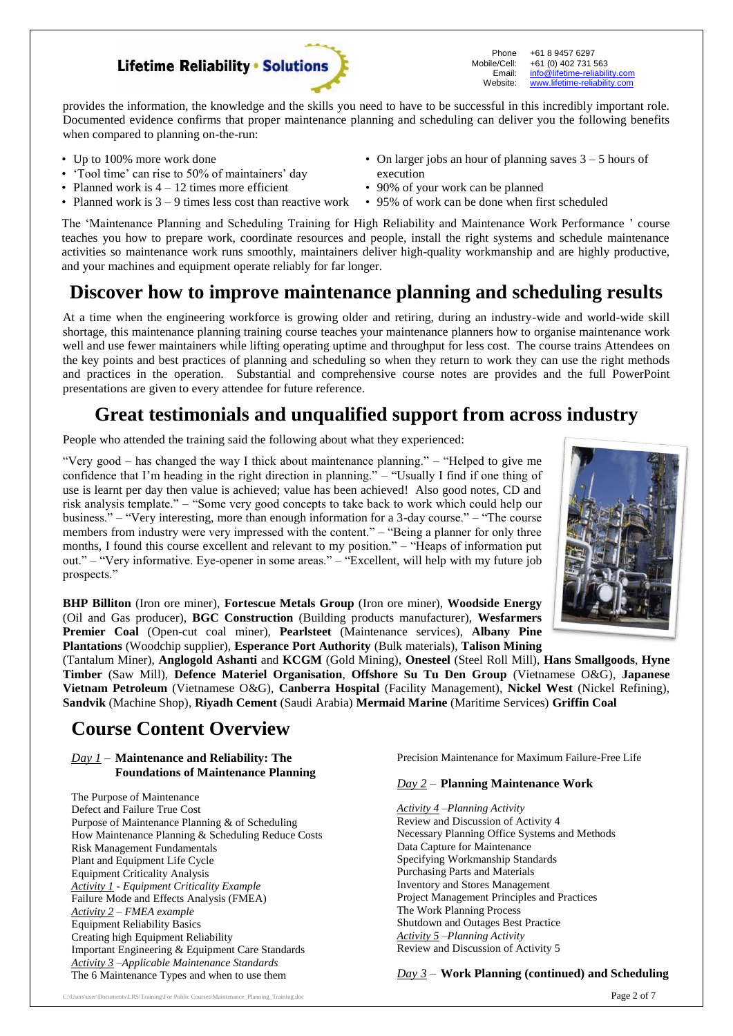provides the information, the knowledge and the skills you need to have to be successful in this incredibly important role. Documented evidence confirms that proper maintenance planning and scheduling can deliver you the following benefits when compared to planning on-the-run:

- Up to 100% more work done
- 'Tool time' can rise to 50% of maintainers' day
- Planned work is 4 – 12 times more efficient
- Planned work is 3 – 9 times less cost than reactive work
- On larger jobs an hour of planning saves 3 – 5 hours of execution
- 90% of your work can be planned
- 95% of work can be done when first scheduled

The 'Maintenance Planning and Scheduling Training for High Reliability and Maintenance Work Performance ' course teaches you how to prepare work, coordinate resources and people, install the right systems and schedule maintenance activities so maintenance work runs smoothly, maintainers deliver high-quality workmanship and are highly productive, and your machines and equipment operate reliably for far longer.

# Discover how to improve maintenance planning and scheduling results

At a time when the engineering workforce is growing older and retiring, during an industry-wide and world-wide skill shortage, this maintenance planning training course teaches your maintenance planners how to organise maintenance work well and use fewer maintainers while lifting operating uptime and throughput for less cost. The course trains Attendees on the key points and best practices of planning and scheduling so when they return to work they can use the right methods and practices in the operation. Substantial and comprehensive course notes are provides and the full PowerPoint presentations are given to every attendee for future reference.

# Great testimonials and unqualified support from across industry

People who attended the training said the following about what they experienced:

"Very good – has changed the way I thick about maintenance planning." – "Helped to give me confidence that I'm heading in the right direction in planning." – "Usually I find if one thing of use is learnt per day then value is achieved; value has been achieved! Also good notes, CD and risk analysis template." – "Some very good concepts to take back to work which could help our business." – "Very interesting, more than enough information for a 3-day course." – "The course members from industry were very impressed with the content." – "Being a planner for only three months, I found this course excellent and relevant to my position." – "Heaps of information put out." – "Very informative. Eye-opener in some areas." – "Excellent, will help with my future job prospects."

**BHP Billiton** (Iron ore miner), **Fortescue Metals Group** (Iron ore miner), **Woodside Energy** (Oil and Gas producer), **BGC Construction** (Building products manufacturer), **Wesfarmers Premier Coal** (Open-cut coal miner), **Pearlsteet** (Maintenance services), **Albany Pine Plantations** (Woodchip supplier), **Esperance Port Authority** (Bulk materials), **Talison Mining** (Tantalum Miner), **Anglogold Ashanti** and **KCGM** (Gold Mining), **Onesteel** (Steel Roll Mill), **Hans Smallgoods**, **Hyne Timber** (Saw Mill), **Defence Materiel Organisation**, **Offshore Su Tu Den Group** (Vietnamese O&G), **Japanese Vietnam Petroleum** (Vietnamese O&G), **Canberra Hospital** (Facility Management), **Nickel West** (Nickel Refining), **Sandvik** (Machine Shop), **Riyadh Cement** (Saudi Arabia) **Mermaid Marine** (Maritime Services) **Griffin Coal**

# Course Content Overview

*Day 1* – **Maintenance and Reliability: The Foundations of Maintenance Planning**

The Purpose of Maintenance
Defect and Failure True Cost
Purpose of Maintenance Planning & of Scheduling
How Maintenance Planning & Scheduling Reduce Costs
Risk Management Fundamentals
Plant and Equipment Life Cycle
Equipment Criticality Analysis
*Activity 1 - Equipment Criticality Example*
Failure Mode and Effects Analysis (FMEA)
*Activity 2 – FMEA example*
Equipment Reliability Basics
Creating high Equipment Reliability
Important Engineering & Equipment Care Standards
*Activity 3 –Applicable Maintenance Standards*
The 6 Maintenance Types and when to use them
Precision Maintenance for Maximum Failure-Free Life

*Day 2* – **Planning Maintenance Work**

*Activity 4 –Planning Activity*
Review and Discussion of Activity 4
Necessary Planning Office Systems and Methods
Data Capture for Maintenance
Specifying Workmanship Standards
Purchasing Parts and Materials
Inventory and Stores Management
Project Management Principles and Practices
The Work Planning Process
Shutdown and Outages Best Practice
*Activity 5 –Planning Activity*
Review and Discussion of Activity 5

*Day 3* – **Work Planning (continued) and Scheduling**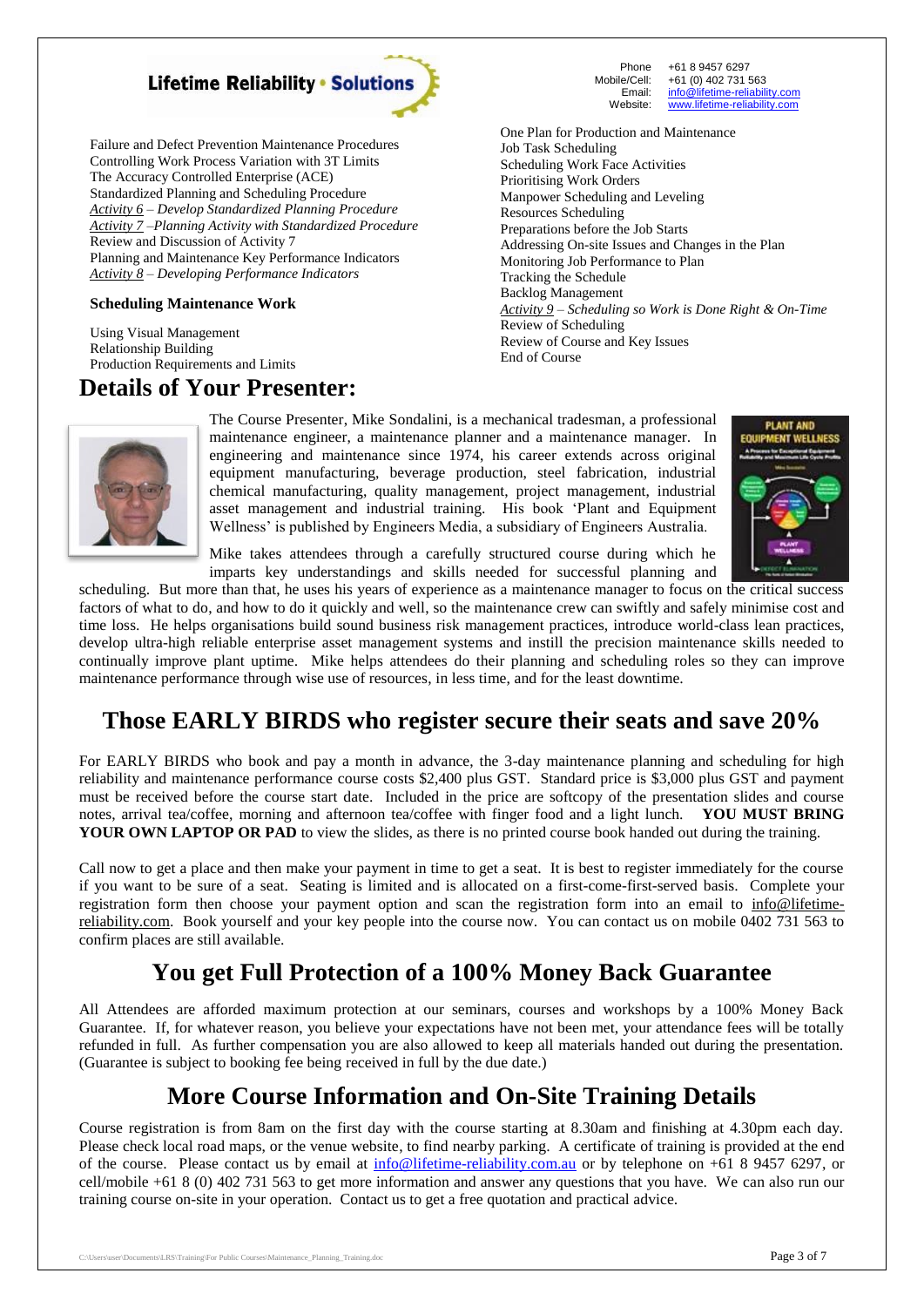Lifetime Reliability • Solutions

Phone +61 8 9457 6297
Mobile/Cell: +61 (0) 402 731 563
Email: info@lifetime-reliability.com
Website: www.lifetime-reliability.com

Failure and Defect Prevention Maintenance Procedures
Controlling Work Process Variation with 3T Limits
The Accuracy Controlled Enterprise (ACE)
Standardized Planning and Scheduling Procedure
*Activity 6 – Develop Standardized Planning Procedure*
*Activity 7 –Planning Activity with Standardized Procedure*
Review and Discussion of Activity 7
Planning and Maintenance Key Performance Indicators
*Activity 8 – Developing Performance Indicators*

**Scheduling Maintenance Work**

Using Visual Management
Relationship Building
Production Requirements and Limits
One Plan for Production and Maintenance
Job Task Scheduling
Scheduling Work Face Activities
Prioritising Work Orders
Manpower Scheduling and Leveling
Resources Scheduling
Preparations before the Job Starts
Addressing On-site Issues and Changes in the Plan
Monitoring Job Performance to Plan
Tracking the Schedule
Backlog Management
*Activity 9 – Scheduling so Work is Done Right & On-Time*
Review of Scheduling
Review of Course and Key Issues
End of Course

# Details of Your Presenter:

The Course Presenter, Mike Sondalini, is a mechanical tradesman, a professional maintenance engineer, a maintenance planner and a maintenance manager. In engineering and maintenance since 1974, his career extends across original equipment manufacturing, beverage production, steel fabrication, industrial chemical manufacturing, quality management, project management, industrial asset management and industrial training. His book 'Plant and Equipment Wellness' is published by Engineers Media, a subsidiary of Engineers Australia.

Mike takes attendees through a carefully structured course during which he imparts key understandings and skills needed for successful planning and scheduling. But more than that, he uses his years of experience as a maintenance manager to focus on the critical success factors of what to do, and how to do it quickly and well, so the maintenance crew can swiftly and safely minimise cost and time loss. He helps organisations build sound business risk management practices, introduce world-class lean practices, develop ultra-high reliable enterprise asset management systems and instill the precision maintenance skills needed to continually improve plant uptime. Mike helps attendees do their planning and scheduling roles so they can improve maintenance performance through wise use of resources, in less time, and for the least downtime.

# Those EARLY BIRDS who register secure their seats and save 20%

For EARLY BIRDS who book and pay a month in advance, the 3-day maintenance planning and scheduling for high reliability and maintenance performance course costs $2,400 plus GST. Standard price is $3,000 plus GST and payment must be received before the course start date. Included in the price are softcopy of the presentation slides and course notes, arrival tea/coffee, morning and afternoon tea/coffee with finger food and a light lunch. **YOU MUST BRING YOUR OWN LAPTOP OR PAD** to view the slides, as there is no printed course book handed out during the training.

Call now to get a place and then make your payment in time to get a seat. It is best to register immediately for the course if you want to be sure of a seat. Seating is limited and is allocated on a first-come-first-served basis. Complete your registration form then choose your payment option and scan the registration form into an email to info@lifetime-reliability.com. Book yourself and your key people into the course now. You can contact us on mobile 0402 731 563 to confirm places are still available.

# You get Full Protection of a 100% Money Back Guarantee

All Attendees are afforded maximum protection at our seminars, courses and workshops by a 100% Money Back Guarantee. If, for whatever reason, you believe your expectations have not been met, your attendance fees will be totally refunded in full. As further compensation you are also allowed to keep all materials handed out during the presentation. (Guarantee is subject to booking fee being received in full by the due date.)

# More Course Information and On-Site Training Details

Course registration is from 8am on the first day with the course starting at 8.30am and finishing at 4.30pm each day. Please check local road maps, or the venue website, to find nearby parking. A certificate of training is provided at the end of the course. Please contact us by email at info@lifetime-reliability.com.au or by telephone on +61 8 9457 6297, or cell/mobile +61 8 (0) 402 731 563 to get more information and answer any questions that you have. We can also run our training course on-site in your operation. Contact us to get a free quotation and practical advice.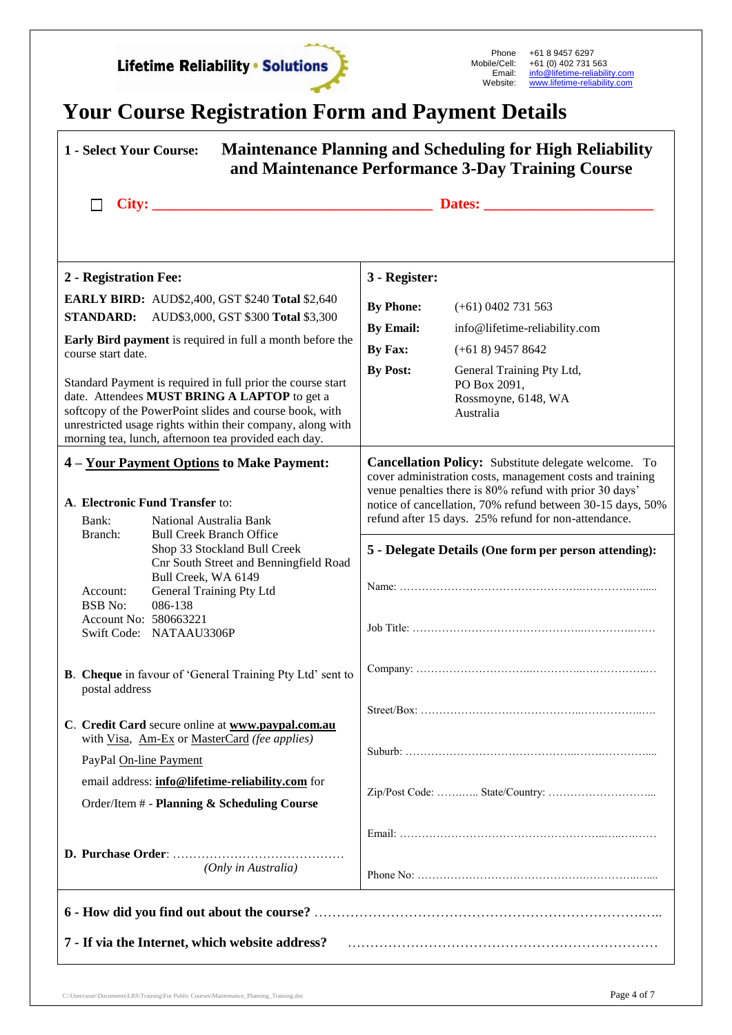Lifetime Reliability • Solutions

Phone: +61 8 9457 6297
Mobile/Cell: +61 (0) 402 731 563
Email: info@lifetime-reliability.com
Website: www.lifetime-reliability.com

# Your Course Registration Form and Payment Details

**1 - Select Your Course:** **Maintenance Planning and Scheduling for High Reliability and Maintenance Performance 3-Day Training Course**

☐ **City: ______________________________ Dates: ____________________**

## 2 - Registration Fee:

**EARLY BIRD:** AUD$2,400, GST $240 **Total** $2,640
**STANDARD:** AUD$3,000, GST $300 **Total** $3,300

**Early Bird payment** is required in full a month before the course start date.

Standard Payment is required in full prior the course start date. Attendees **MUST BRING A LAPTOP** to get a softcopy of the PowerPoint slides and course book, with unrestricted usage rights within their company, along with morning tea, lunch, afternoon tea provided each day.

## 3 - Register:

**By Phone:** (+61) 0402 731 563
**By Email:** info@lifetime-reliability.com
**By Fax:** (+61 8) 9457 8642
**By Post:** General Training Pty Ltd, PO Box 2091, Rossmoyne, 6148, WA Australia

## 4 – Your Payment Options to Make Payment:

**A. Electronic Fund Transfer** to:

Bank: National Australia Bank
Branch: Bull Creek Branch Office
Shop 33 Stockland Bull Creek
Cnr South Street and Benningfield Road
Bull Creek, WA 6149
Account: General Training Pty Ltd
BSB No: 086-138
Account No: 580663221
Swift Code: NATAAU3306P

**B. Cheque** in favour of 'General Training Pty Ltd' sent to postal address

**C. Credit Card** secure online at **www.paypal.com.au** with Visa, Am-Ex or MasterCard *(fee applies)*

PayPal On-line Payment

email address: **info@lifetime-reliability.com** for

Order/Item # - **Planning & Scheduling Course**

**D. Purchase Order**: ……………………………………
*(Only in Australia)*

**Cancellation Policy:** Substitute delegate welcome. To cover administration costs, management costs and training venue penalties there is 80% refund with prior 30 days' notice of cancellation, 70% refund between 30-15 days, 50% refund after 15 days. 25% refund for non-attendance.

## 5 - Delegate Details (One form per person attending):

Name: ……………………………………………………………………

Job Title: ……………………………………………………………………

Company: ……………………………………………………………………

Street/Box: ……………………………………………………………………

Suburb: ……………………………………………………………………

Zip/Post Code: ………. State/Country: ……………………………

Email: ……………………………………………………………………

Phone No: ……………………………………………………………………

**6 - How did you find out about the course?** ……………………………………………………………………

**7 - If via the Internet, which website address?** ……………………………………………………………………

C:\Users\user\Documents\LRS\Training\For Public Courses\Maintenance_Planning_Training.doc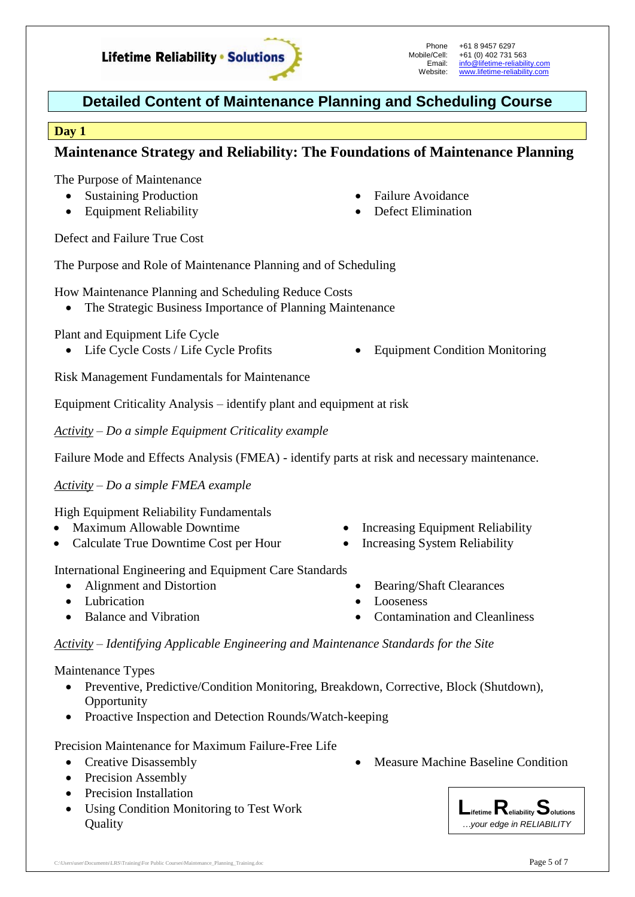# Detailed Content of Maintenance Planning and Scheduling Course

**Day 1**

## Maintenance Strategy and Reliability: The Foundations of Maintenance Planning

The Purpose of Maintenance

- Sustaining Production
- Equipment Reliability
- Failure Avoidance
- Defect Elimination

Defect and Failure True Cost

The Purpose and Role of Maintenance Planning and of Scheduling

How Maintenance Planning and Scheduling Reduce Costs

- The Strategic Business Importance of Planning Maintenance

Plant and Equipment Life Cycle

- Life Cycle Costs / Life Cycle Profits
- Equipment Condition Monitoring

Risk Management Fundamentals for Maintenance

Equipment Criticality Analysis – identify plant and equipment at risk

*Activity – Do a simple Equipment Criticality example*

Failure Mode and Effects Analysis (FMEA) - identify parts at risk and necessary maintenance.

*Activity – Do a simple FMEA example*

High Equipment Reliability Fundamentals

- Maximum Allowable Downtime
- Calculate True Downtime Cost per Hour
- Increasing Equipment Reliability
- Increasing System Reliability

International Engineering and Equipment Care Standards

- Alignment and Distortion
- Lubrication
- Balance and Vibration
- Bearing/Shaft Clearances
- Looseness
- Contamination and Cleanliness

*Activity – Identifying Applicable Engineering and Maintenance Standards for the Site*

Maintenance Types

- Preventive, Predictive/Condition Monitoring, Breakdown, Corrective, Block (Shutdown), Opportunity
- Proactive Inspection and Detection Rounds/Watch-keeping

Precision Maintenance for Maximum Failure-Free Life

- Creative Disassembly
- Precision Assembly
- Precision Installation
- Using Condition Monitoring to Test Work Quality
- Measure Machine Baseline Condition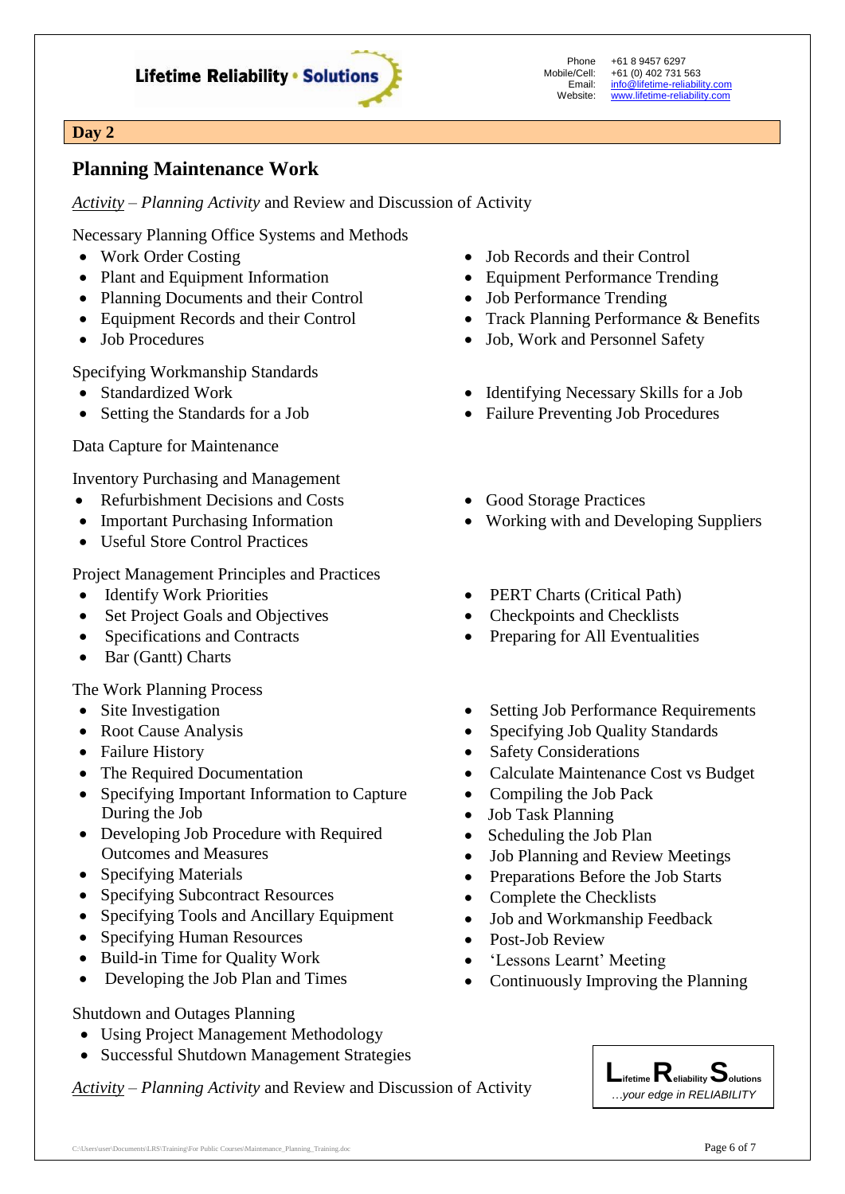**Day 2**

## Planning Maintenance Work

*Activity* – *Planning Activity* and Review and Discussion of Activity

Necessary Planning Office Systems and Methods

- Work Order Costing
- Plant and Equipment Information
- Planning Documents and their Control
- Equipment Records and their Control
- Job Procedures
- Job Records and their Control
- Equipment Performance Trending
- Job Performance Trending
- Track Planning Performance & Benefits
- Job, Work and Personnel Safety

Specifying Workmanship Standards

- Standardized Work
- Setting the Standards for a Job
- Identifying Necessary Skills for a Job
- Failure Preventing Job Procedures

Data Capture for Maintenance

Inventory Purchasing and Management

- Refurbishment Decisions and Costs
- Important Purchasing Information
- Useful Store Control Practices
- Good Storage Practices
- Working with and Developing Suppliers

Project Management Principles and Practices

- Identify Work Priorities
- Set Project Goals and Objectives
- Specifications and Contracts
- Bar (Gantt) Charts
- PERT Charts (Critical Path)
- Checkpoints and Checklists
- Preparing for All Eventualities

The Work Planning Process

- Site Investigation
- Root Cause Analysis
- Failure History
- The Required Documentation
- Specifying Important Information to Capture During the Job
- Developing Job Procedure with Required Outcomes and Measures
- Specifying Materials
- Specifying Subcontract Resources
- Specifying Tools and Ancillary Equipment
- Specifying Human Resources
- Build-in Time for Quality Work
- Developing the Job Plan and Times
- Setting Job Performance Requirements
- Specifying Job Quality Standards
- Safety Considerations
- Calculate Maintenance Cost vs Budget
- Compiling the Job Pack
- Job Task Planning
- Scheduling the Job Plan
- Job Planning and Review Meetings
- Preparations Before the Job Starts
- Complete the Checklists
- Job and Workmanship Feedback
- Post-Job Review
- 'Lessons Learnt' Meeting
- Continuously Improving the Planning

Shutdown and Outages Planning

- Using Project Management Methodology
- Successful Shutdown Management Strategies

*Activity* – *Planning Activity* and Review and Discussion of Activity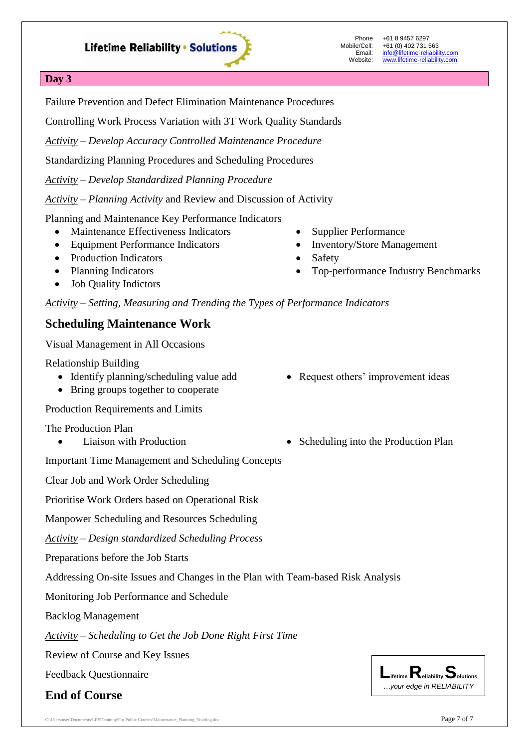## Day 3

Failure Prevention and Defect Elimination Maintenance Procedures

Controlling Work Process Variation with 3T Work Quality Standards

*Activity – Develop Accuracy Controlled Maintenance Procedure*

Standardizing Planning Procedures and Scheduling Procedures

*Activity – Develop Standardized Planning Procedure*

*Activity – Planning Activity* and Review and Discussion of Activity

Planning and Maintenance Key Performance Indicators

- Maintenance Effectiveness Indicators
- Equipment Performance Indicators
- Production Indicators
- Planning Indicators
- Job Quality Indictors
- Supplier Performance
- Inventory/Store Management
- Safety
- Top-performance Industry Benchmarks

*Activity – Setting, Measuring and Trending the Types of Performance Indicators*

## Scheduling Maintenance Work

Visual Management in All Occasions

Relationship Building

- Identify planning/scheduling value add
- Bring groups together to cooperate
- Request others' improvement ideas

Production Requirements and Limits

The Production Plan

- Liaison with Production
- Scheduling into the Production Plan

Important Time Management and Scheduling Concepts

Clear Job and Work Order Scheduling

Prioritise Work Orders based on Operational Risk

Manpower Scheduling and Resources Scheduling

*Activity – Design standardized Scheduling Process*

Preparations before the Job Starts

Addressing On-site Issues and Changes in the Plan with Team-based Risk Analysis

Monitoring Job Performance and Schedule

Backlog Management

*Activity – Scheduling to Get the Job Done Right First Time*

Review of Course and Key Issues

Feedback Questionnaire

## End of Course

Lifetime Reliability Solutions
*...your edge in RELIABILITY*